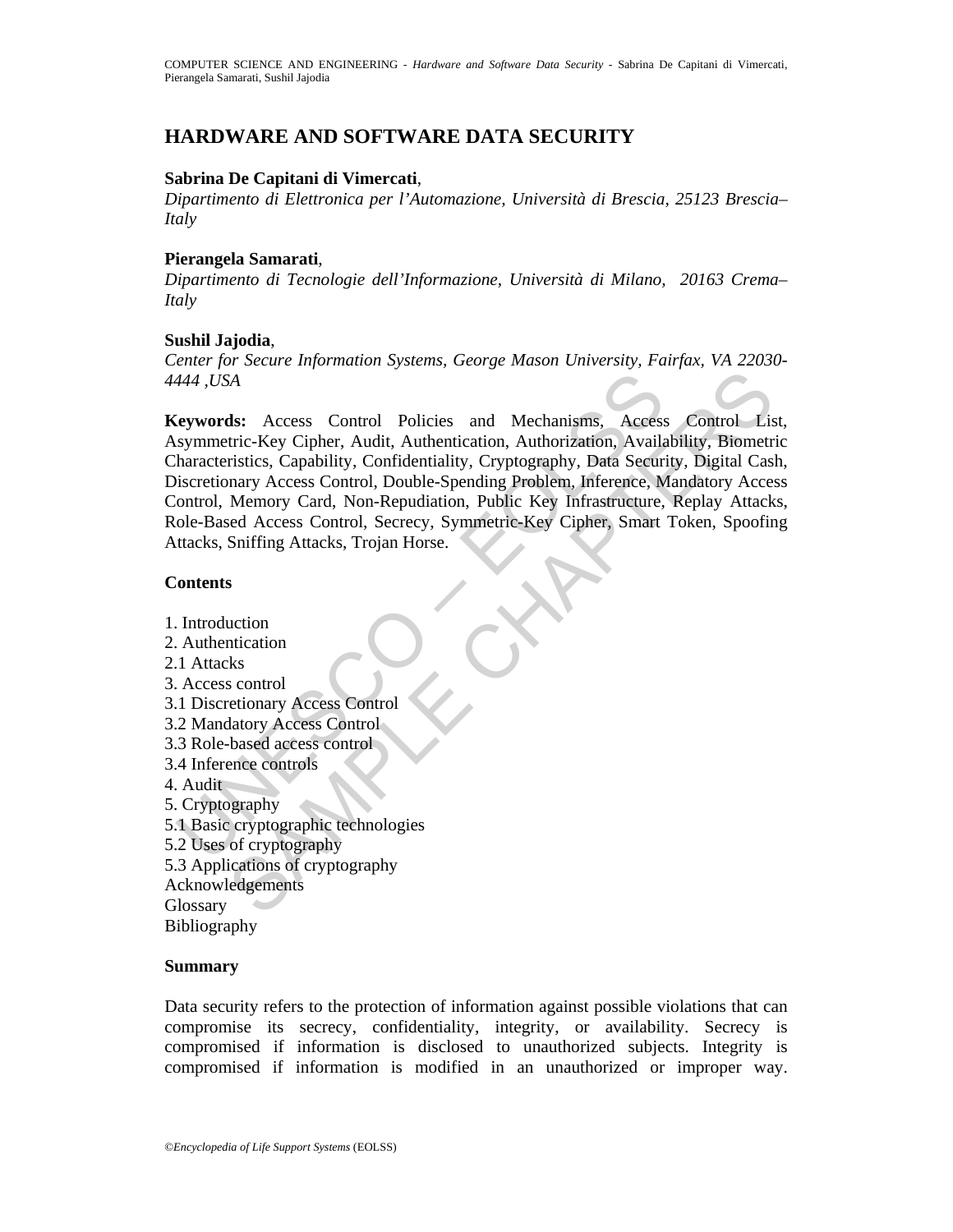# HARDWARE AND SOFTWARE DATA SECURITY

**Sabrina De Capitani di Vimercati**,
*Dipartimento di Elettronica per l'Automazione, Università di Brescia, 25123 Brescia–Italy*

**Pierangela Samarati**,
*Dipartimento di Tecnologie dell'Informazione, Università di Milano, 20163 Crema–Italy*

**Sushil Jajodia**,
*Center for Secure Information Systems, George Mason University, Fairfax, VA 22030-4444 ,USA*

**Keywords:** Access Control Policies and Mechanisms, Access Control List, Asymmetric-Key Cipher, Audit, Authentication, Authorization, Availability, Biometric Characteristics, Capability, Confidentiality, Cryptography, Data Security, Digital Cash, Discretionary Access Control, Double-Spending Problem, Inference, Mandatory Access Control, Memory Card, Non-Repudiation, Public Key Infrastructure, Replay Attacks, Role-Based Access Control, Secrecy, Symmetric-Key Cipher, Smart Token, Spoofing Attacks, Sniffing Attacks, Trojan Horse.

## Contents

1. Introduction
2. Authentication
2.1 Attacks
3. Access control
3.1 Discretionary Access Control
3.2 Mandatory Access Control
3.3 Role-based access control
3.4 Inference controls
4. Audit
5. Cryptography
5.1 Basic cryptographic technologies
5.2 Uses of cryptography
5.3 Applications of cryptography
Acknowledgements
Glossary
Bibliography

## Summary

Data security refers to the protection of information against possible violations that can compromise its secrecy, confidentiality, integrity, or availability. Secrecy is compromised if information is disclosed to unauthorized subjects. Integrity is compromised if information is modified in an unauthorized or improper way.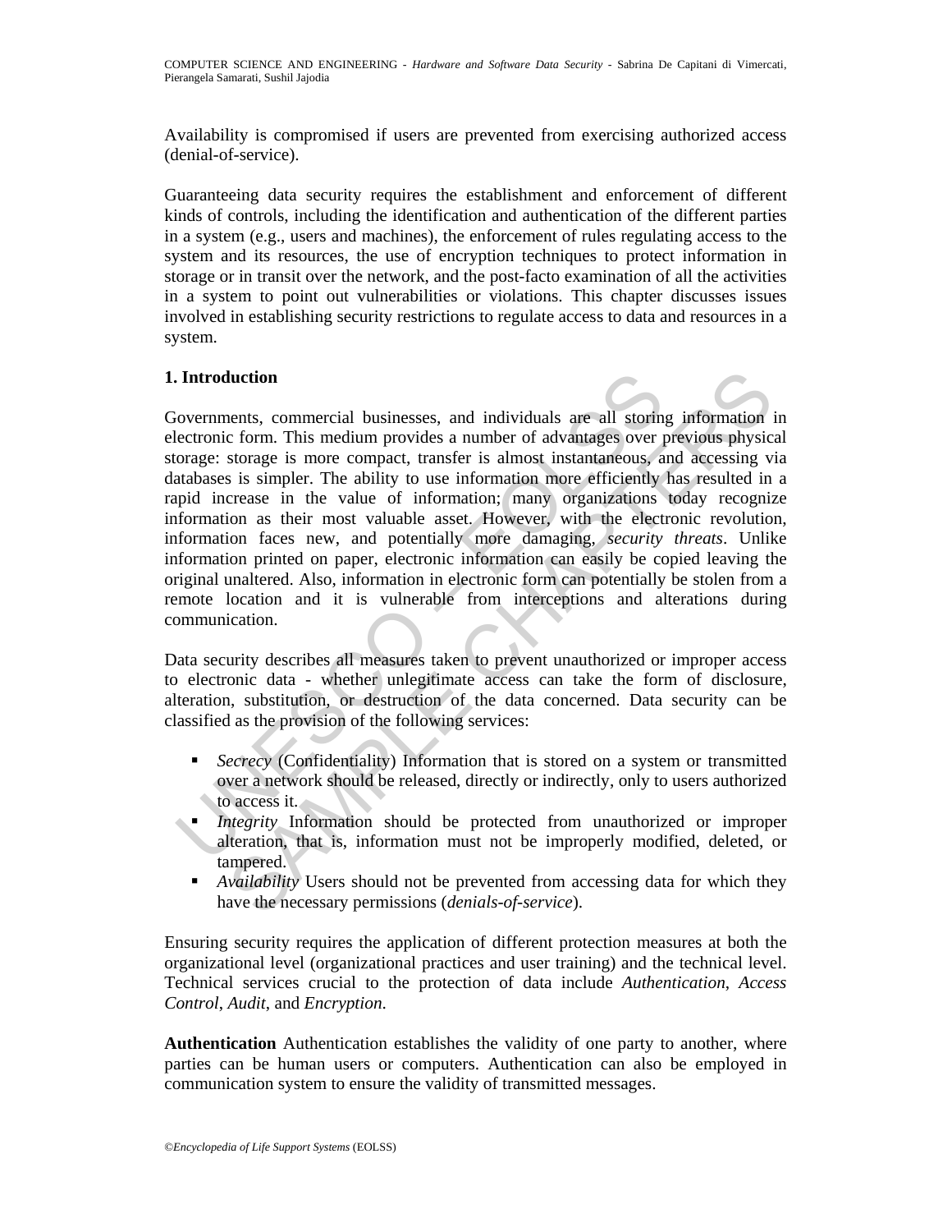Availability is compromised if users are prevented from exercising authorized access (denial-of-service).

Guaranteeing data security requires the establishment and enforcement of different kinds of controls, including the identification and authentication of the different parties in a system (e.g., users and machines), the enforcement of rules regulating access to the system and its resources, the use of encryption techniques to protect information in storage or in transit over the network, and the post-facto examination of all the activities in a system to point out vulnerabilities or violations. This chapter discusses issues involved in establishing security restrictions to regulate access to data and resources in a system.

## 1. Introduction

Governments, commercial businesses, and individuals are all storing information in electronic form. This medium provides a number of advantages over previous physical storage: storage is more compact, transfer is almost instantaneous, and accessing via databases is simpler. The ability to use information more efficiently has resulted in a rapid increase in the value of information; many organizations today recognize information as their most valuable asset. However, with the electronic revolution, information faces new, and potentially more damaging, *security threats*. Unlike information printed on paper, electronic information can easily be copied leaving the original unaltered. Also, information in electronic form can potentially be stolen from a remote location and it is vulnerable from interceptions and alterations during communication.

Data security describes all measures taken to prevent unauthorized or improper access to electronic data - whether unlegitimate access can take the form of disclosure, alteration, substitution, or destruction of the data concerned. Data security can be classified as the provision of the following services:

- *Secrecy* (Confidentiality) Information that is stored on a system or transmitted over a network should be released, directly or indirectly, only to users authorized to access it.
- *Integrity* Information should be protected from unauthorized or improper alteration, that is, information must not be improperly modified, deleted, or tampered.
- *Availability* Users should not be prevented from accessing data for which they have the necessary permissions (*denials-of-service*).

Ensuring security requires the application of different protection measures at both the organizational level (organizational practices and user training) and the technical level. Technical services crucial to the protection of data include *Authentication*, *Access Control*, *Audit*, and *Encryption*.

**Authentication** Authentication establishes the validity of one party to another, where parties can be human users or computers. Authentication can also be employed in communication system to ensure the validity of transmitted messages.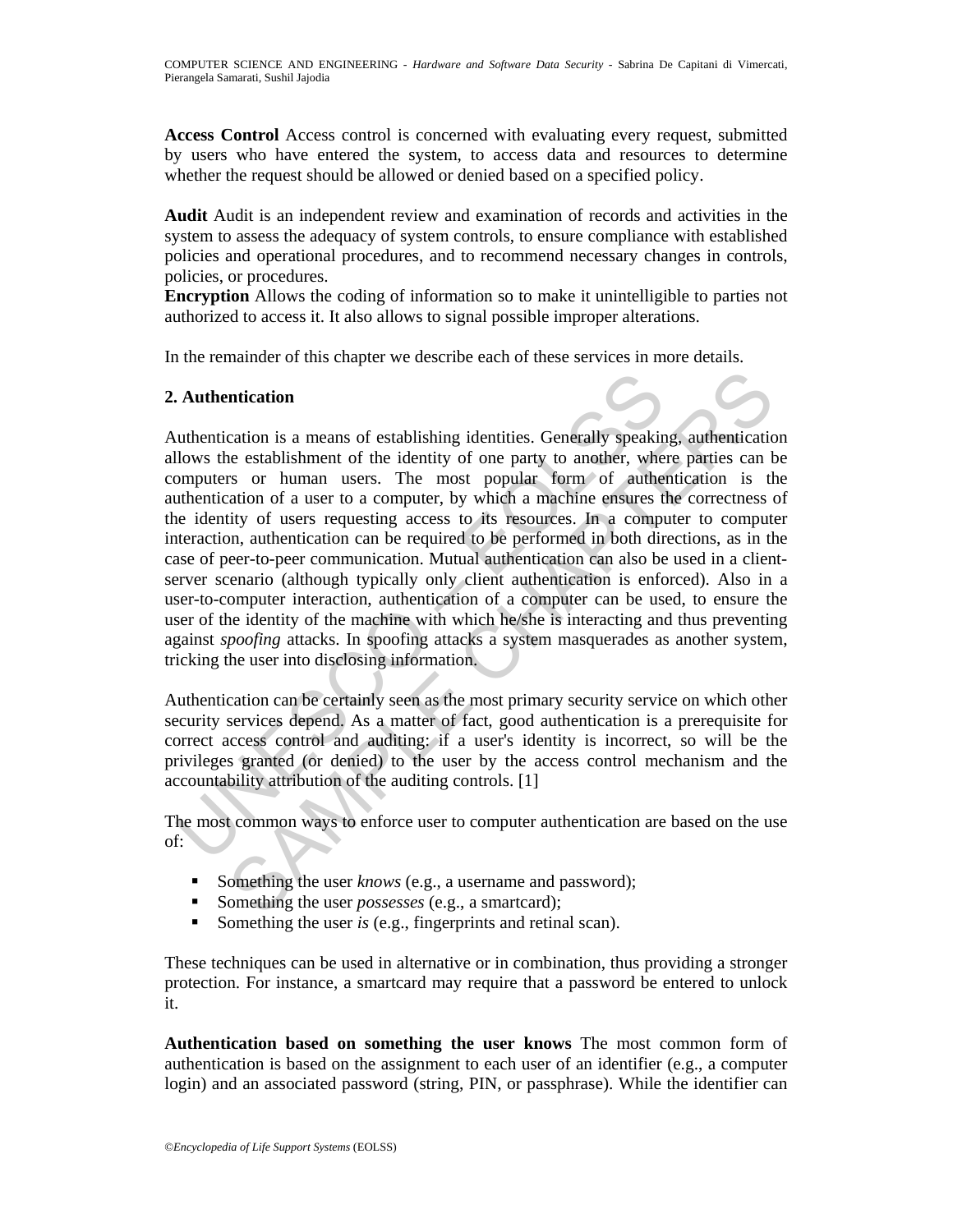**Access Control** Access control is concerned with evaluating every request, submitted by users who have entered the system, to access data and resources to determine whether the request should be allowed or denied based on a specified policy.

**Audit** Audit is an independent review and examination of records and activities in the system to assess the adequacy of system controls, to ensure compliance with established policies and operational procedures, and to recommend necessary changes in controls, policies, or procedures.

**Encryption** Allows the coding of information so to make it unintelligible to parties not authorized to access it. It also allows to signal possible improper alterations.

In the remainder of this chapter we describe each of these services in more details.

## 2. Authentication

Authentication is a means of establishing identities. Generally speaking, authentication allows the establishment of the identity of one party to another, where parties can be computers or human users. The most popular form of authentication is the authentication of a user to a computer, by which a machine ensures the correctness of the identity of users requesting access to its resources. In a computer to computer interaction, authentication can be required to be performed in both directions, as in the case of peer-to-peer communication. Mutual authentication can also be used in a client-server scenario (although typically only client authentication is enforced). Also in a user-to-computer interaction, authentication of a computer can be used, to ensure the user of the identity of the machine with which he/she is interacting and thus preventing against *spoofing* attacks. In spoofing attacks a system masquerades as another system, tricking the user into disclosing information.

Authentication can be certainly seen as the most primary security service on which other security services depend. As a matter of fact, good authentication is a prerequisite for correct access control and auditing: if a user's identity is incorrect, so will be the privileges granted (or denied) to the user by the access control mechanism and the accountability attribution of the auditing controls. [1]

The most common ways to enforce user to computer authentication are based on the use of:

- Something the user *knows* (e.g., a username and password);
- Something the user *possesses* (e.g., a smartcard);
- Something the user *is* (e.g., fingerprints and retinal scan).

These techniques can be used in alternative or in combination, thus providing a stronger protection. For instance, a smartcard may require that a password be entered to unlock it.

**Authentication based on something the user knows** The most common form of authentication is based on the assignment to each user of an identifier (e.g., a computer login) and an associated password (string, PIN, or passphrase). While the identifier can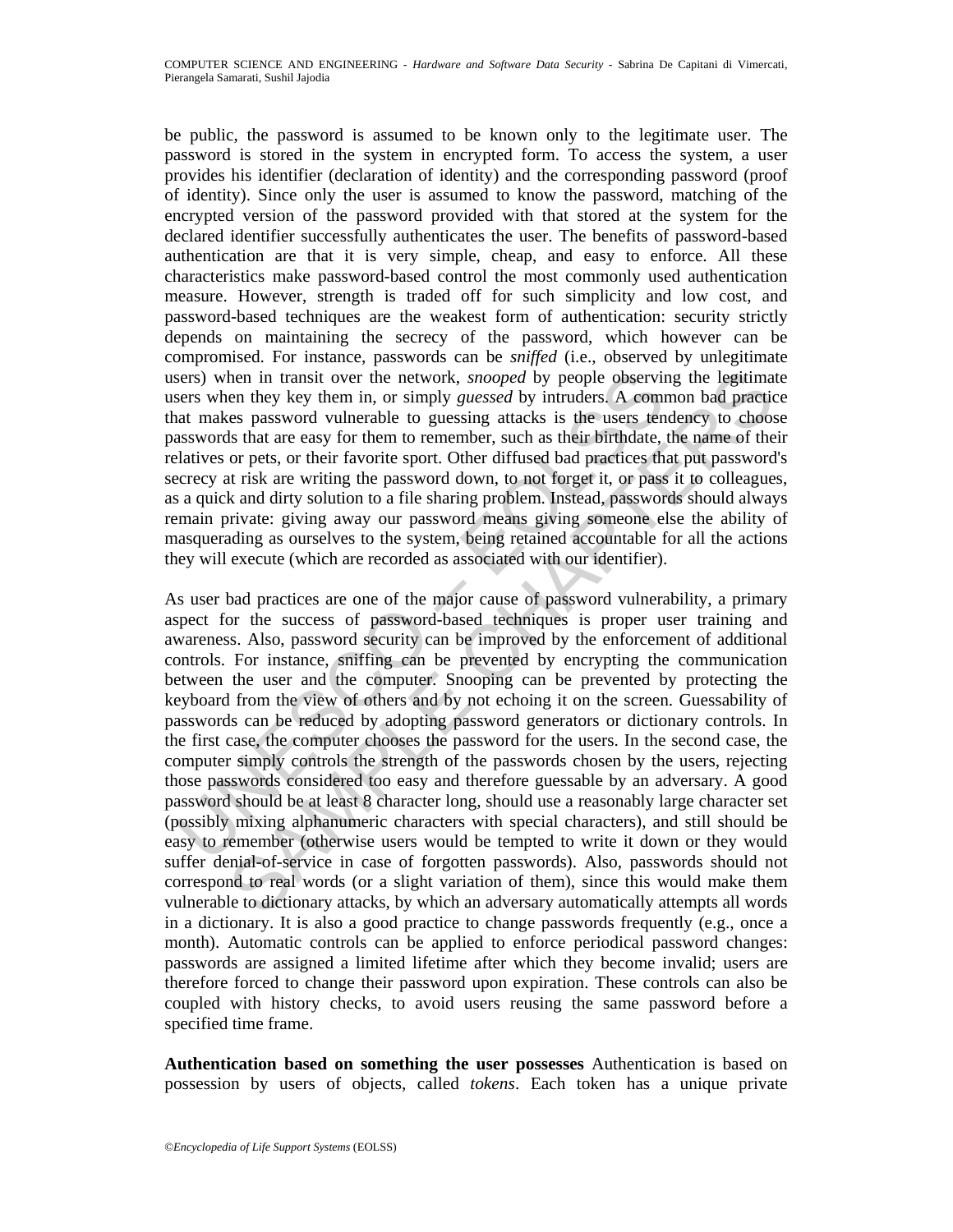be public, the password is assumed to be known only to the legitimate user. The password is stored in the system in encrypted form. To access the system, a user provides his identifier (declaration of identity) and the corresponding password (proof of identity). Since only the user is assumed to know the password, matching of the encrypted version of the password provided with that stored at the system for the declared identifier successfully authenticates the user. The benefits of password-based authentication are that it is very simple, cheap, and easy to enforce. All these characteristics make password-based control the most commonly used authentication measure. However, strength is traded off for such simplicity and low cost, and password-based techniques are the weakest form of authentication: security strictly depends on maintaining the secrecy of the password, which however can be compromised. For instance, passwords can be *sniffed* (i.e., observed by unlegitimate users) when in transit over the network, *snooped* by people observing the legitimate users when they key them in, or simply *guessed* by intruders. A common bad practice that makes password vulnerable to guessing attacks is the users tendency to choose passwords that are easy for them to remember, such as their birthdate, the name of their relatives or pets, or their favorite sport. Other diffused bad practices that put password's secrecy at risk are writing the password down, to not forget it, or pass it to colleagues, as a quick and dirty solution to a file sharing problem. Instead, passwords should always remain private: giving away our password means giving someone else the ability of masquerading as ourselves to the system, being retained accountable for all the actions they will execute (which are recorded as associated with our identifier).

As user bad practices are one of the major cause of password vulnerability, a primary aspect for the success of password-based techniques is proper user training and awareness. Also, password security can be improved by the enforcement of additional controls. For instance, sniffing can be prevented by encrypting the communication between the user and the computer. Snooping can be prevented by protecting the keyboard from the view of others and by not echoing it on the screen. Guessability of passwords can be reduced by adopting password generators or dictionary controls. In the first case, the computer chooses the password for the users. In the second case, the computer simply controls the strength of the passwords chosen by the users, rejecting those passwords considered too easy and therefore guessable by an adversary. A good password should be at least 8 character long, should use a reasonably large character set (possibly mixing alphanumeric characters with special characters), and still should be easy to remember (otherwise users would be tempted to write it down or they would suffer denial-of-service in case of forgotten passwords). Also, passwords should not correspond to real words (or a slight variation of them), since this would make them vulnerable to dictionary attacks, by which an adversary automatically attempts all words in a dictionary. It is also a good practice to change passwords frequently (e.g., once a month). Automatic controls can be applied to enforce periodical password changes: passwords are assigned a limited lifetime after which they become invalid; users are therefore forced to change their password upon expiration. These controls can also be coupled with history checks, to avoid users reusing the same password before a specified time frame.

**Authentication based on something the user possesses** Authentication is based on possession by users of objects, called *tokens*. Each token has a unique private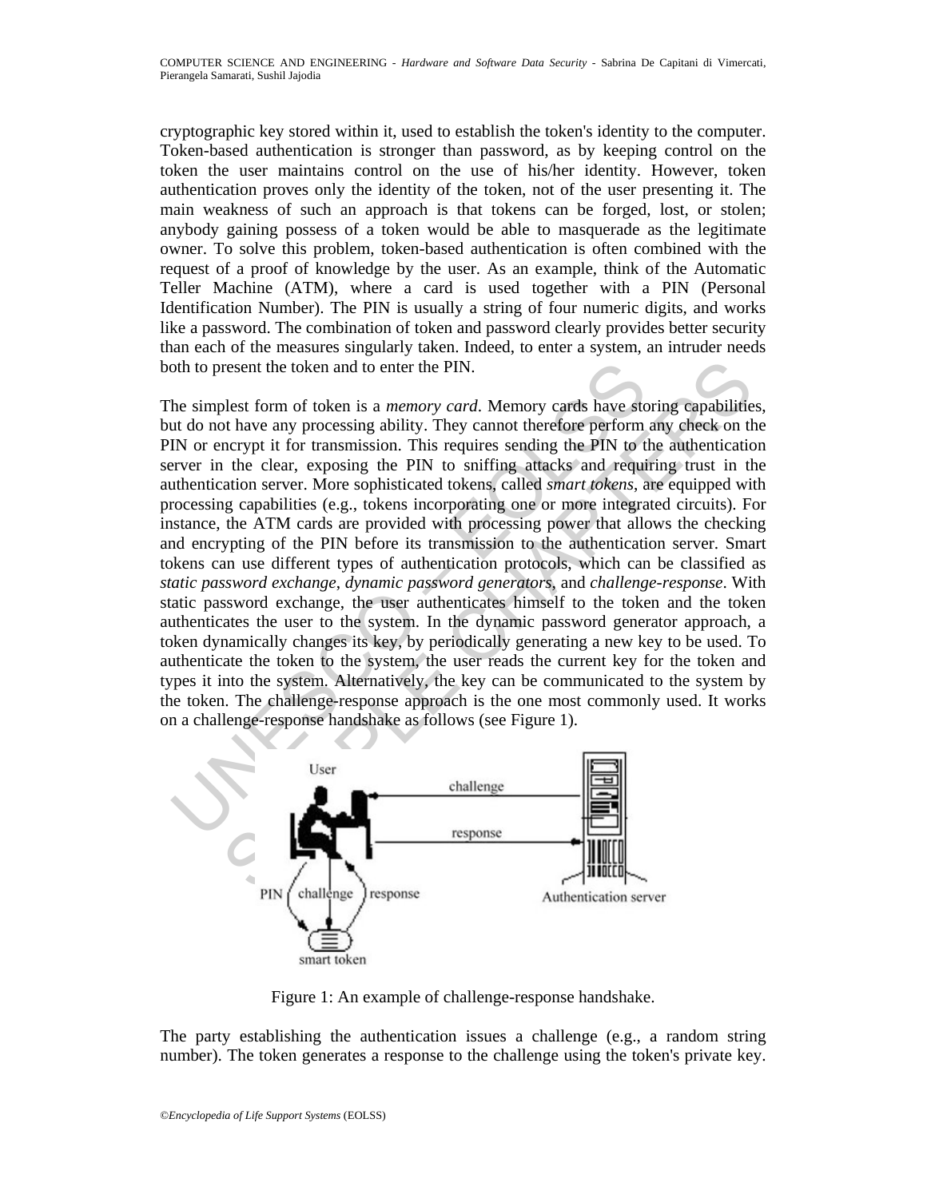cryptographic key stored within it, used to establish the token's identity to the computer. Token-based authentication is stronger than password, as by keeping control on the token the user maintains control on the use of his/her identity. However, token authentication proves only the identity of the token, not of the user presenting it. The main weakness of such an approach is that tokens can be forged, lost, or stolen; anybody gaining possess of a token would be able to masquerade as the legitimate owner. To solve this problem, token-based authentication is often combined with the request of a proof of knowledge by the user. As an example, think of the Automatic Teller Machine (ATM), where a card is used together with a PIN (Personal Identification Number). The PIN is usually a string of four numeric digits, and works like a password. The combination of token and password clearly provides better security than each of the measures singularly taken. Indeed, to enter a system, an intruder needs both to present the token and to enter the PIN.

The simplest form of token is a *memory card*. Memory cards have storing capabilities, but do not have any processing ability. They cannot therefore perform any check on the PIN or encrypt it for transmission. This requires sending the PIN to the authentication server in the clear, exposing the PIN to sniffing attacks and requiring trust in the authentication server. More sophisticated tokens, called *smart tokens*, are equipped with processing capabilities (e.g., tokens incorporating one or more integrated circuits). For instance, the ATM cards are provided with processing power that allows the checking and encrypting of the PIN before its transmission to the authentication server. Smart tokens can use different types of authentication protocols, which can be classified as *static password exchange*, *dynamic password generators*, and *challenge-response*. With static password exchange, the user authenticates himself to the token and the token authenticates the user to the system. In the dynamic password generator approach, a token dynamically changes its key, by periodically generating a new key to be used. To authenticate the token to the system, the user reads the current key for the token and types it into the system. Alternatively, the key can be communicated to the system by the token. The challenge-response approach is the one most commonly used. It works on a challenge-response handshake as follows (see Figure 1).

Figure 1: An example of challenge-response handshake.

The party establishing the authentication issues a challenge (e.g., a random string number). The token generates a response to the challenge using the token's private key.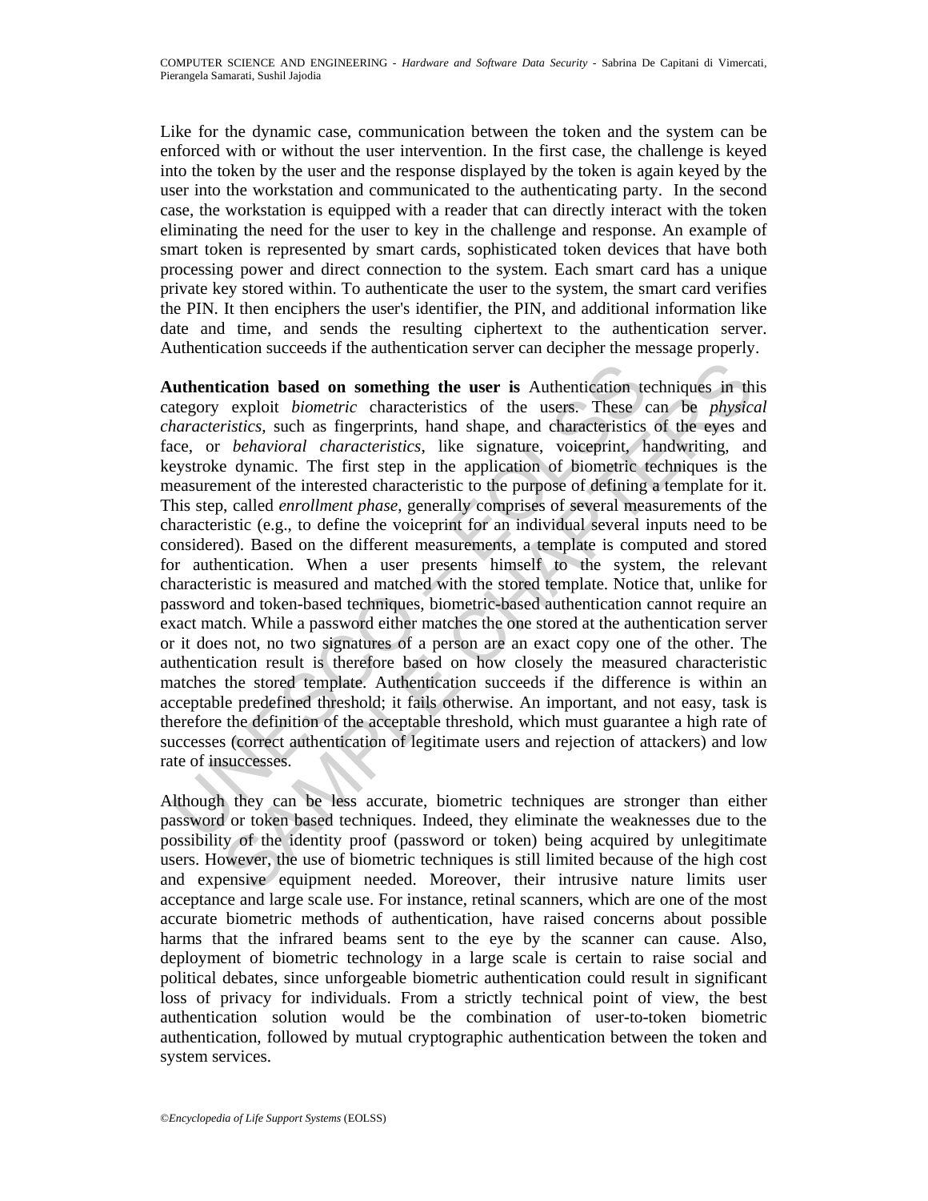Like for the dynamic case, communication between the token and the system can be enforced with or without the user intervention. In the first case, the challenge is keyed into the token by the user and the response displayed by the token is again keyed by the user into the workstation and communicated to the authenticating party. In the second case, the workstation is equipped with a reader that can directly interact with the token eliminating the need for the user to key in the challenge and response. An example of smart token is represented by smart cards, sophisticated token devices that have both processing power and direct connection to the system. Each smart card has a unique private key stored within. To authenticate the user to the system, the smart card verifies the PIN. It then enciphers the user's identifier, the PIN, and additional information like date and time, and sends the resulting ciphertext to the authentication server. Authentication succeeds if the authentication server can decipher the message properly.

**Authentication based on something the user is** Authentication techniques in this category exploit *biometric* characteristics of the users. These can be *physical characteristics*, such as fingerprints, hand shape, and characteristics of the eyes and face, or *behavioral characteristics*, like signature, voiceprint, handwriting, and keystroke dynamic. The first step in the application of biometric techniques is the measurement of the interested characteristic to the purpose of defining a template for it. This step, called *enrollment phase*, generally comprises of several measurements of the characteristic (e.g., to define the voiceprint for an individual several inputs need to be considered). Based on the different measurements, a template is computed and stored for authentication. When a user presents himself to the system, the relevant characteristic is measured and matched with the stored template. Notice that, unlike for password and token-based techniques, biometric-based authentication cannot require an exact match. While a password either matches the one stored at the authentication server or it does not, no two signatures of a person are an exact copy one of the other. The authentication result is therefore based on how closely the measured characteristic matches the stored template. Authentication succeeds if the difference is within an acceptable predefined threshold; it fails otherwise. An important, and not easy, task is therefore the definition of the acceptable threshold, which must guarantee a high rate of successes (correct authentication of legitimate users and rejection of attackers) and low rate of insuccesses.

Although they can be less accurate, biometric techniques are stronger than either password or token based techniques. Indeed, they eliminate the weaknesses due to the possibility of the identity proof (password or token) being acquired by unlegitimate users. However, the use of biometric techniques is still limited because of the high cost and expensive equipment needed. Moreover, their intrusive nature limits user acceptance and large scale use. For instance, retinal scanners, which are one of the most accurate biometric methods of authentication, have raised concerns about possible harms that the infrared beams sent to the eye by the scanner can cause. Also, deployment of biometric technology in a large scale is certain to raise social and political debates, since unforgeable biometric authentication could result in significant loss of privacy for individuals. From a strictly technical point of view, the best authentication solution would be the combination of user-to-token biometric authentication, followed by mutual cryptographic authentication between the token and system services.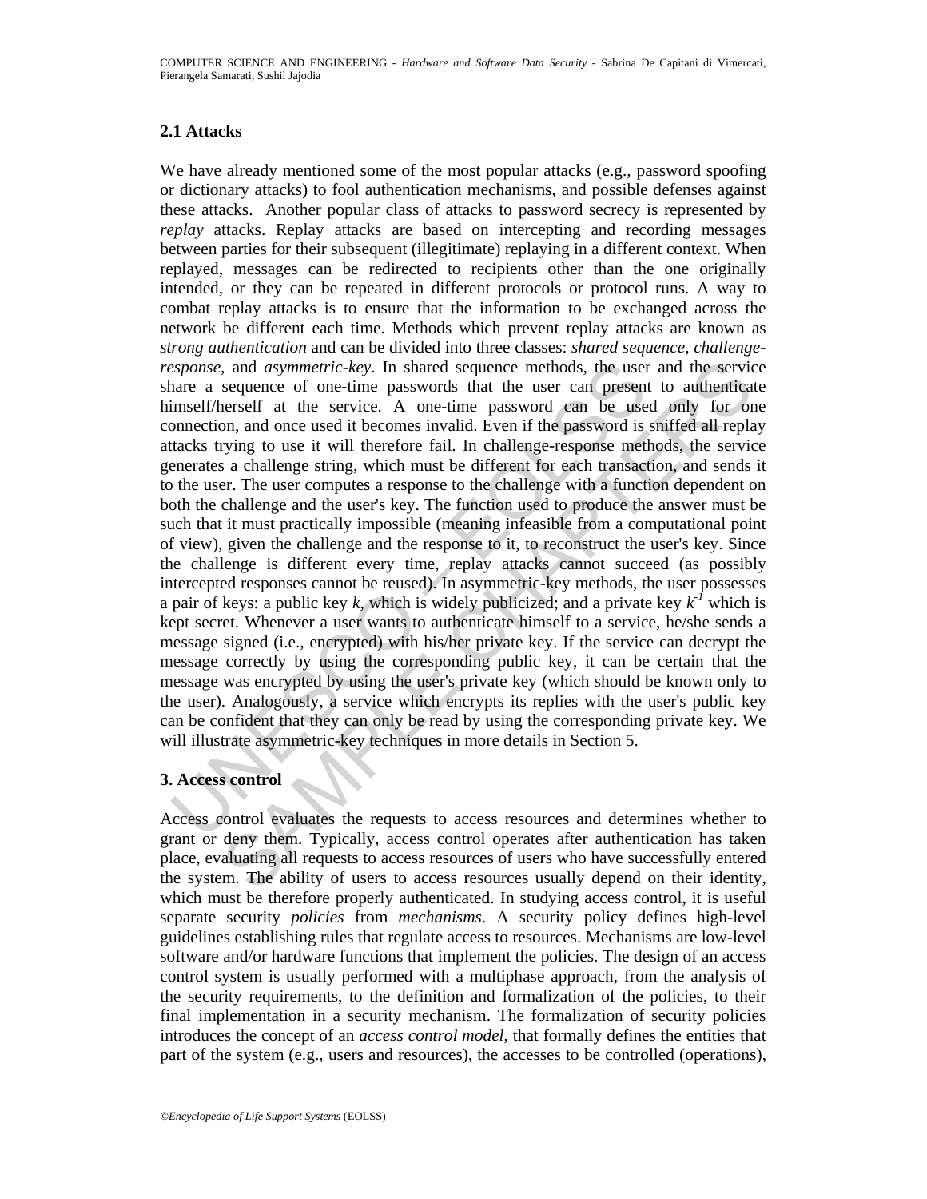## 2.1 Attacks

We have already mentioned some of the most popular attacks (e.g., password spoofing or dictionary attacks) to fool authentication mechanisms, and possible defenses against these attacks. Another popular class of attacks to password secrecy is represented by *replay* attacks. Replay attacks are based on intercepting and recording messages between parties for their subsequent (illegitimate) replaying in a different context. When replayed, messages can be redirected to recipients other than the one originally intended, or they can be repeated in different protocols or protocol runs. A way to combat replay attacks is to ensure that the information to be exchanged across the network be different each time. Methods which prevent replay attacks are known as *strong authentication* and can be divided into three classes: *shared sequence*, *challenge-response*, and *asymmetric-key*. In shared sequence methods, the user and the service share a sequence of one-time passwords that the user can present to authenticate himself/herself at the service. A one-time password can be used only for one connection, and once used it becomes invalid. Even if the password is sniffed all replay attacks trying to use it will therefore fail. In challenge-response methods, the service generates a challenge string, which must be different for each transaction, and sends it to the user. The user computes a response to the challenge with a function dependent on both the challenge and the user's key. The function used to produce the answer must be such that it must practically impossible (meaning infeasible from a computational point of view), given the challenge and the response to it, to reconstruct the user's key. Since the challenge is different every time, replay attacks cannot succeed (as possibly intercepted responses cannot be reused). In asymmetric-key methods, the user possesses a pair of keys: a public key $k$, which is widely publicized; and a private key $k^{-1}$ which is kept secret. Whenever a user wants to authenticate himself to a service, he/she sends a message signed (i.e., encrypted) with his/her private key. If the service can decrypt the message correctly by using the corresponding public key, it can be certain that the message was encrypted by using the user's private key (which should be known only to the user). Analogously, a service which encrypts its replies with the user's public key can be confident that they can only be read by using the corresponding private key. We will illustrate asymmetric-key techniques in more details in Section 5.

# 3. Access control

Access control evaluates the requests to access resources and determines whether to grant or deny them. Typically, access control operates after authentication has taken place, evaluating all requests to access resources of users who have successfully entered the system. The ability of users to access resources usually depend on their identity, which must be therefore properly authenticated. In studying access control, it is useful separate security *policies* from *mechanisms*. A security policy defines high-level guidelines establishing rules that regulate access to resources. Mechanisms are low-level software and/or hardware functions that implement the policies. The design of an access control system is usually performed with a multiphase approach, from the analysis of the security requirements, to the definition and formalization of the policies, to their final implementation in a security mechanism. The formalization of security policies introduces the concept of an *access control model*, that formally defines the entities that part of the system (e.g., users and resources), the accesses to be controlled (operations),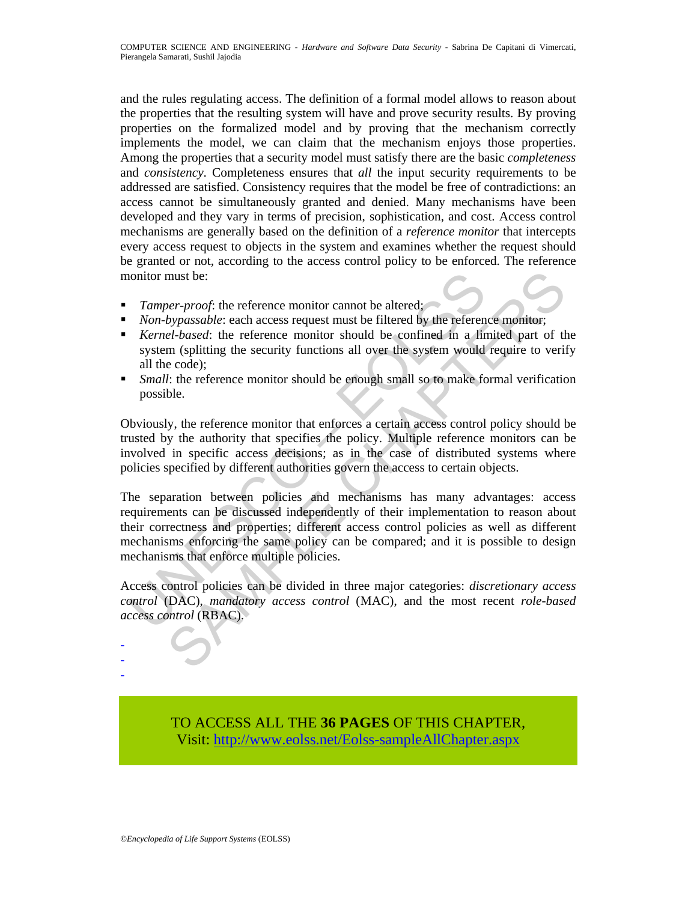and the rules regulating access. The definition of a formal model allows to reason about the properties that the resulting system will have and prove security results. By proving properties on the formalized model and by proving that the mechanism correctly implements the model, we can claim that the mechanism enjoys those properties. Among the properties that a security model must satisfy there are the basic *completeness* and *consistency*. Completeness ensures that *all* the input security requirements to be addressed are satisfied. Consistency requires that the model be free of contradictions: an access cannot be simultaneously granted and denied. Many mechanisms have been developed and they vary in terms of precision, sophistication, and cost. Access control mechanisms are generally based on the definition of a *reference monitor* that intercepts every access request to objects in the system and examines whether the request should be granted or not, according to the access control policy to be enforced. The reference monitor must be:

- *Tamper-proof*: the reference monitor cannot be altered;
- *Non-bypassable*: each access request must be filtered by the reference monitor;
- *Kernel-based*: the reference monitor should be confined in a limited part of the system (splitting the security functions all over the system would require to verify all the code);
- *Small*: the reference monitor should be enough small so to make formal verification possible.

Obviously, the reference monitor that enforces a certain access control policy should be trusted by the authority that specifies the policy. Multiple reference monitors can be involved in specific access decisions; as in the case of distributed systems where policies specified by different authorities govern the access to certain objects.

The separation between policies and mechanisms has many advantages: access requirements can be discussed independently of their implementation to reason about their correctness and properties; different access control policies as well as different mechanisms enforcing the same policy can be compared; and it is possible to design mechanisms that enforce multiple policies.

Access control policies can be divided in three major categories: *discretionary access control* (DAC), *mandatory access control* (MAC), and the most recent *role-based access control* (RBAC).

-
-
-

TO ACCESS ALL THE **36 PAGES** OF THIS CHAPTER,
Visit: http://www.eolss.net/Eolss-sampleAllChapter.aspx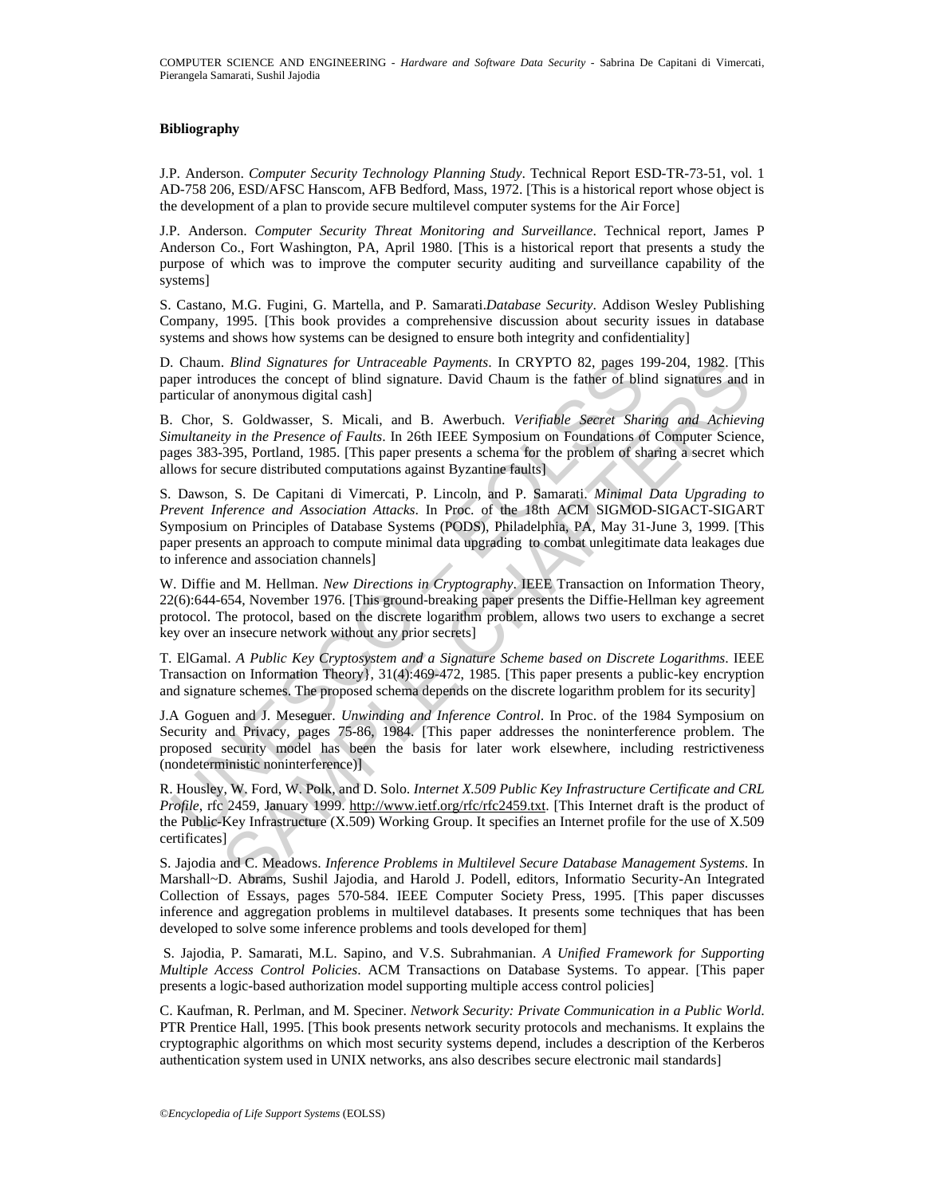**Bibliography**

J.P. Anderson. *Computer Security Technology Planning Study*. Technical Report ESD-TR-73-51, vol. 1 AD-758 206, ESD/AFSC Hanscom, AFB Bedford, Mass, 1972. [This is a historical report whose object is the development of a plan to provide secure multilevel computer systems for the Air Force]

J.P. Anderson. *Computer Security Threat Monitoring and Surveillance*. Technical report, James P Anderson Co., Fort Washington, PA, April 1980. [This is a historical report that presents a study the purpose of which was to improve the computer security auditing and surveillance capability of the systems]

S. Castano, M.G. Fugini, G. Martella, and P. Samarati.*Database Security*. Addison Wesley Publishing Company, 1995. [This book provides a comprehensive discussion about security issues in database systems and shows how systems can be designed to ensure both integrity and confidentiality]

D. Chaum. *Blind Signatures for Untraceable Payments*. In CRYPTO 82, pages 199-204, 1982. [This paper introduces the concept of blind signature. David Chaum is the father of blind signatures and in particular of anonymous digital cash]

B. Chor, S. Goldwasser, S. Micali, and B. Awerbuch. *Verifiable Secret Sharing and Achieving Simultaneity in the Presence of Faults*. In 26th IEEE Symposium on Foundations of Computer Science, pages 383-395, Portland, 1985. [This paper presents a schema for the problem of sharing a secret which allows for secure distributed computations against Byzantine faults]

S. Dawson, S. De Capitani di Vimercati, P. Lincoln, and P. Samarati. *Minimal Data Upgrading to Prevent Inference and Association Attacks*. In Proc. of the 18th ACM SIGMOD-SIGACT-SIGART Symposium on Principles of Database Systems (PODS), Philadelphia, PA, May 31-June 3, 1999. [This paper presents an approach to compute minimal data upgrading to combat unlegitimate data leakages due to inference and association channels]

W. Diffie and M. Hellman. *New Directions in Cryptography*. IEEE Transaction on Information Theory, 22(6):644-654, November 1976. [This ground-breaking paper presents the Diffie-Hellman key agreement protocol. The protocol, based on the discrete logarithm problem, allows two users to exchange a secret key over an insecure network without any prior secrets]

T. ElGamal. *A Public Key Cryptosystem and a Signature Scheme based on Discrete Logarithms*. IEEE Transaction on Information Theory}, 31(4):469-472, 1985. [This paper presents a public-key encryption and signature schemes. The proposed schema depends on the discrete logarithm problem for its security]

J.A Goguen and J. Meseguer. *Unwinding and Inference Control*. In Proc. of the 1984 Symposium on Security and Privacy, pages 75-86, 1984. [This paper addresses the noninterference problem. The proposed security model has been the basis for later work elsewhere, including restrictiveness (nondeterministic noninterference)]

R. Housley, W. Ford, W. Polk, and D. Solo. *Internet X.509 Public Key Infrastructure Certificate and CRL Profile*, rfc 2459, January 1999. http://www.ietf.org/rfc/rfc2459.txt. [This Internet draft is the product of the Public-Key Infrastructure (X.509) Working Group. It specifies an Internet profile for the use of X.509 certificates]

S. Jajodia and C. Meadows. *Inference Problems in Multilevel Secure Database Management Systems*. In Marshall~D. Abrams, Sushil Jajodia, and Harold J. Podell, editors, Informatio Security-An Integrated Collection of Essays, pages 570-584. IEEE Computer Society Press, 1995. [This paper discusses inference and aggregation problems in multilevel databases. It presents some techniques that has been developed to solve some inference problems and tools developed for them]

S. Jajodia, P. Samarati, M.L. Sapino, and V.S. Subrahmanian. *A Unified Framework for Supporting Multiple Access Control Policies*. ACM Transactions on Database Systems. To appear. [This paper presents a logic-based authorization model supporting multiple access control policies]

C. Kaufman, R. Perlman, and M. Speciner. *Network Security: Private Communication in a Public World*. PTR Prentice Hall, 1995. [This book presents network security protocols and mechanisms. It explains the cryptographic algorithms on which most security systems depend, includes a description of the Kerberos authentication system used in UNIX networks, ans also describes secure electronic mail standards]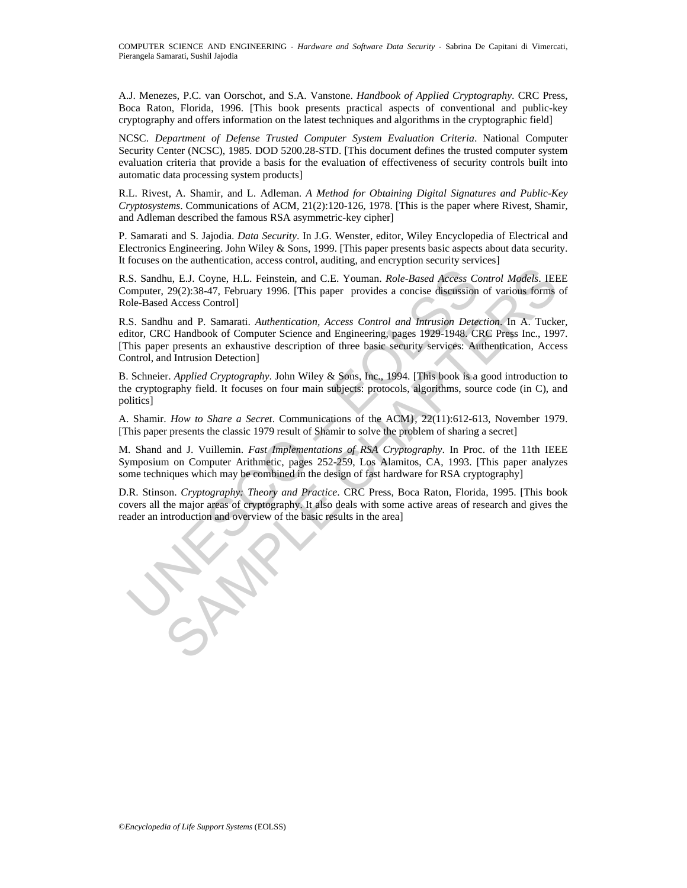A.J. Menezes, P.C. van Oorschot, and S.A. Vanstone. *Handbook of Applied Cryptography*. CRC Press, Boca Raton, Florida, 1996. [This book presents practical aspects of conventional and public-key cryptography and offers information on the latest techniques and algorithms in the cryptographic field]

NCSC. *Department of Defense Trusted Computer System Evaluation Criteria*. National Computer Security Center (NCSC), 1985. DOD 5200.28-STD. [This document defines the trusted computer system evaluation criteria that provide a basis for the evaluation of effectiveness of security controls built into automatic data processing system products]

R.L. Rivest, A. Shamir, and L. Adleman. *A Method for Obtaining Digital Signatures and Public-Key Cryptosystems*. Communications of ACM, 21(2):120-126, 1978. [This is the paper where Rivest, Shamir, and Adleman described the famous RSA asymmetric-key cipher]

P. Samarati and S. Jajodia. *Data Security*. In J.G. Wenster, editor, Wiley Encyclopedia of Electrical and Electronics Engineering. John Wiley & Sons, 1999. [This paper presents basic aspects about data security. It focuses on the authentication, access control, auditing, and encryption security services]

R.S. Sandhu, E.J. Coyne, H.L. Feinstein, and C.E. Youman. *Role-Based Access Control Models*. IEEE Computer, 29(2):38-47, February 1996. [This paper provides a concise discussion of various forms of Role-Based Access Control]

R.S. Sandhu and P. Samarati. *Authentication, Access Control and Intrusion Detection*. In A. Tucker, editor, CRC Handbook of Computer Science and Engineering, pages 1929-1948. CRC Press Inc., 1997. [This paper presents an exhaustive description of three basic security services: Authentication, Access Control, and Intrusion Detection]

B. Schneier. *Applied Cryptography*. John Wiley & Sons, Inc., 1994. [This book is a good introduction to the cryptography field. It focuses on four main subjects: protocols, algorithms, source code (in C), and politics]

A. Shamir. *How to Share a Secret*. Communications of the ACM}, 22(11):612-613, November 1979. [This paper presents the classic 1979 result of Shamir to solve the problem of sharing a secret]

M. Shand and J. Vuillemin. *Fast Implementations of RSA Cryptography*. In Proc. of the 11th IEEE Symposium on Computer Arithmetic, pages 252-259, Los Alamitos, CA, 1993. [This paper analyzes some techniques which may be combined in the design of fast hardware for RSA cryptography]

D.R. Stinson. *Cryptography: Theory and Practice*. CRC Press, Boca Raton, Florida, 1995. [This book covers all the major areas of cryptography. It also deals with some active areas of research and gives the reader an introduction and overview of the basic results in the area]